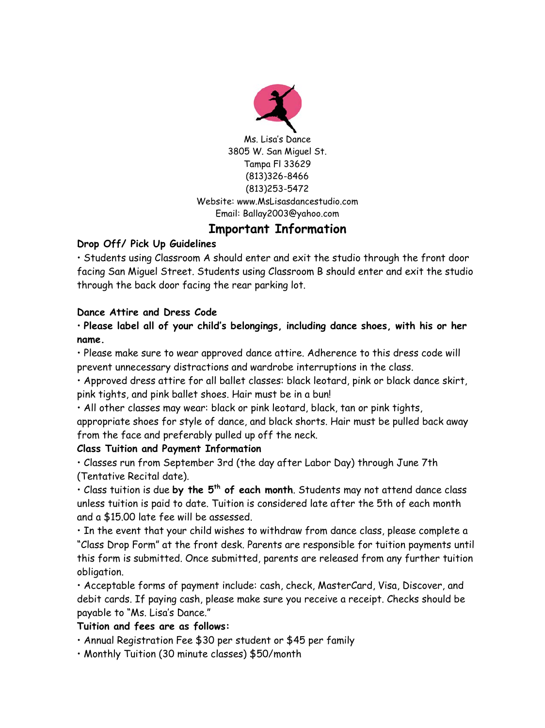Ms. Lisa's Dance
3805 W. San Miguel St.
Tampa Fl 33629
(813)326-8466
(813)253-5472
Website: www.MsLisasdancestudio.com
Email: Ballay2003@yahoo.com

# Important Information

**Drop Off/ Pick Up Guidelines**

• Students using Classroom A should enter and exit the studio through the front door facing San Miguel Street. Students using Classroom B should enter and exit the studio through the back door facing the rear parking lot.

**Dance Attire and Dress Code**

• **Please label all of your child's belongings, including dance shoes, with his or her name.**

• Please make sure to wear approved dance attire. Adherence to this dress code will prevent unnecessary distractions and wardrobe interruptions in the class.

• Approved dress attire for all ballet classes: black leotard, pink or black dance skirt, pink tights, and pink ballet shoes. Hair must be in a bun!

• All other classes may wear: black or pink leotard, black, tan or pink tights, appropriate shoes for style of dance, and black shorts. Hair must be pulled back away from the face and preferably pulled up off the neck.

**Class Tuition and Payment Information**

• Classes run from September 3rd (the day after Labor Day) through June 7th (Tentative Recital date).

• Class tuition is due **by the 5th of each month**. Students may not attend dance class unless tuition is paid to date. Tuition is considered late after the 5th of each month and a $15.00 late fee will be assessed.

• In the event that your child wishes to withdraw from dance class, please complete a "Class Drop Form" at the front desk. Parents are responsible for tuition payments until this form is submitted. Once submitted, parents are released from any further tuition obligation.

• Acceptable forms of payment include: cash, check, MasterCard, Visa, Discover, and debit cards. If paying cash, please make sure you receive a receipt. Checks should be payable to "Ms. Lisa's Dance."

**Tuition and fees are as follows:**

• Annual Registration Fee $30 per student or $45 per family

• Monthly Tuition (30 minute classes) $50/month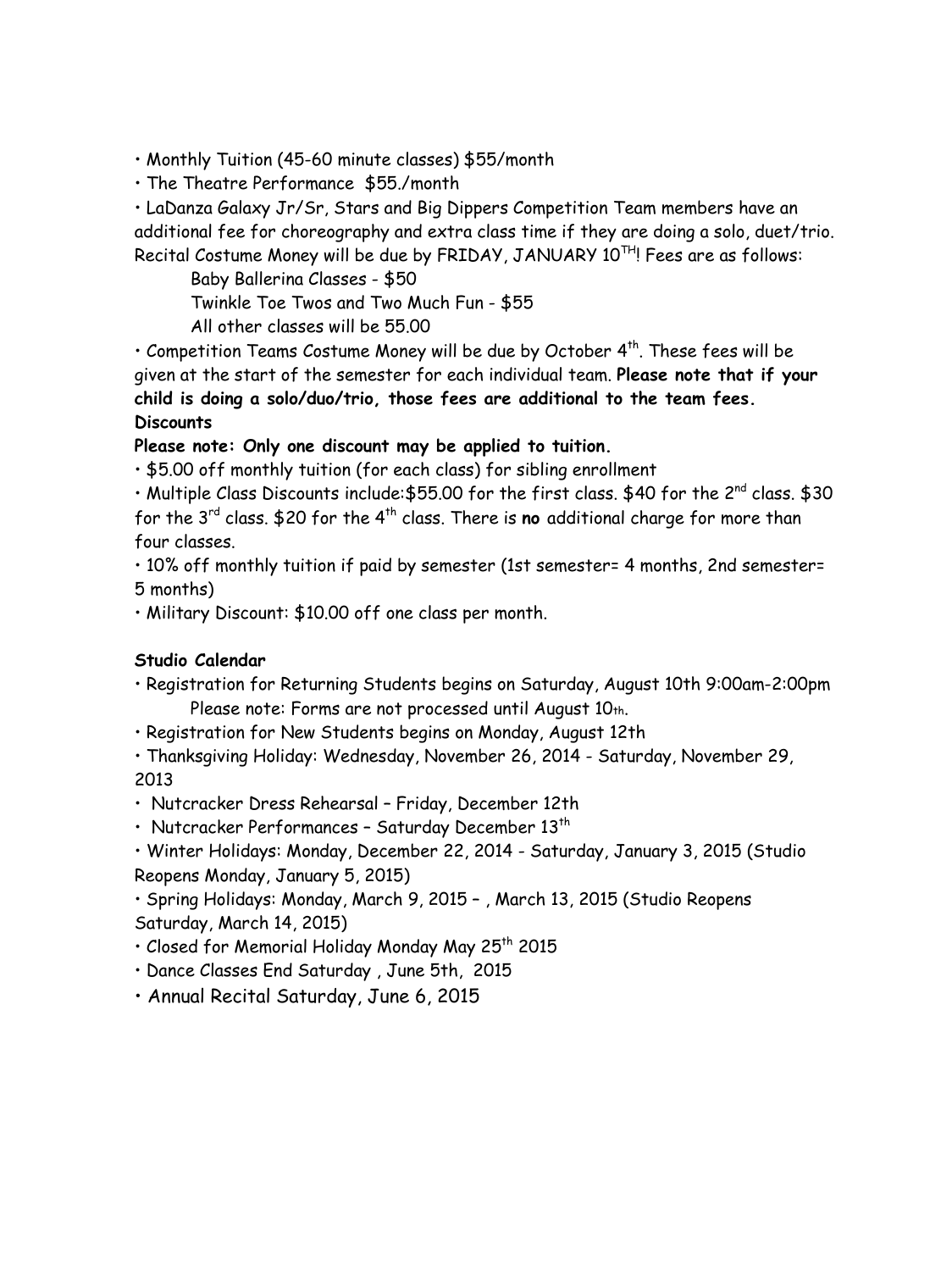- Monthly Tuition (45-60 minute classes) $55/month
- The Theatre Performance  $55./month
- LaDanza Galaxy Jr/Sr, Stars and Big Dippers Competition Team members have an additional fee for choreography and extra class time if they are doing a solo, duet/trio.

Recital Costume Money will be due by FRIDAY, JANUARY 10TH! Fees are as follows:

Baby Ballerina Classes - $50

Twinkle Toe Twos and Two Much Fun - $55

All other classes will be 55.00

- Competition Teams Costume Money will be due by October 4th. These fees will be given at the start of the semester for each individual team. **Please note that if your child is doing a solo/duo/trio, those fees are additional to the team fees.**

**Discounts**

**Please note: Only one discount may be applied to tuition.**

- $5.00 off monthly tuition (for each class) for sibling enrollment
- Multiple Class Discounts include:$55.00 for the first class. $40 for the 2nd class. $30 for the 3rd class. $20 for the 4th class. There is **no** additional charge for more than four classes.
- 10% off monthly tuition if paid by semester (1st semester= 4 months, 2nd semester= 5 months)
- Military Discount: $10.00 off one class per month.

**Studio Calendar**

- Registration for Returning Students begins on Saturday, August 10th 9:00am-2:00pm
  Please note: Forms are not processed until August 10th.
- Registration for New Students begins on Monday, August 12th
- Thanksgiving Holiday: Wednesday, November 26, 2014 - Saturday, November 29, 2013
- Nutcracker Dress Rehearsal – Friday, December 12th
- Nutcracker Performances – Saturday December 13th
- Winter Holidays: Monday, December 22, 2014 - Saturday, January 3, 2015 (Studio Reopens Monday, January 5, 2015)
- Spring Holidays: Monday, March 9, 2015 – , March 13, 2015 (Studio Reopens Saturday, March 14, 2015)
- Closed for Memorial Holiday Monday May 25th 2015
- Dance Classes End Saturday , June 5th, 2015
- Annual Recital Saturday, June 6, 2015